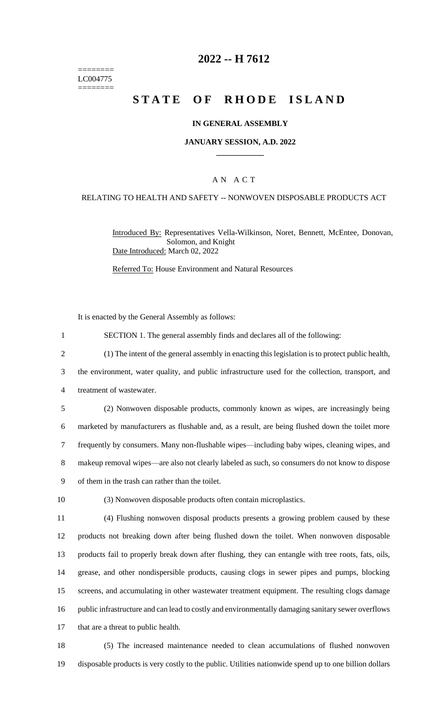======== LC004775 ========

# 2022 -- H 7612

# STATE OF RHODE ISLAND

**IN GENERAL ASSEMBLY**

**JANUARY SESSION, A.D. 2022**

A N A C T

RELATING TO HEALTH AND SAFETY -- NONWOVEN DISPOSABLE PRODUCTS ACT

Introduced By: Representatives Vella-Wilkinson, Noret, Bennett, McEntee, Donovan, Solomon, and Knight

Date Introduced: March 02, 2022

Referred To: House Environment and Natural Resources

It is enacted by the General Assembly as follows:

SECTION 1. The general assembly finds and declares all of the following:

(1) The intent of the general assembly in enacting this legislation is to protect public health, the environment, water quality, and public infrastructure used for the collection, transport, and treatment of wastewater.

(2) Nonwoven disposable products, commonly known as wipes, are increasingly being marketed by manufacturers as flushable and, as a result, are being flushed down the toilet more frequently by consumers. Many non-flushable wipes—including baby wipes, cleaning wipes, and makeup removal wipes—are also not clearly labeled as such, so consumers do not know to dispose of them in the trash can rather than the toilet.

(3) Nonwoven disposable products often contain microplastics.

(4) Flushing nonwoven disposal products presents a growing problem caused by these products not breaking down after being flushed down the toilet. When nonwoven disposable products fail to properly break down after flushing, they can entangle with tree roots, fats, oils, grease, and other nondispersible products, causing clogs in sewer pipes and pumps, blocking screens, and accumulating in other wastewater treatment equipment. The resulting clogs damage public infrastructure and can lead to costly and environmentally damaging sanitary sewer overflows that are a threat to public health.

(5) The increased maintenance needed to clean accumulations of flushed nonwoven disposable products is very costly to the public. Utilities nationwide spend up to one billion dollars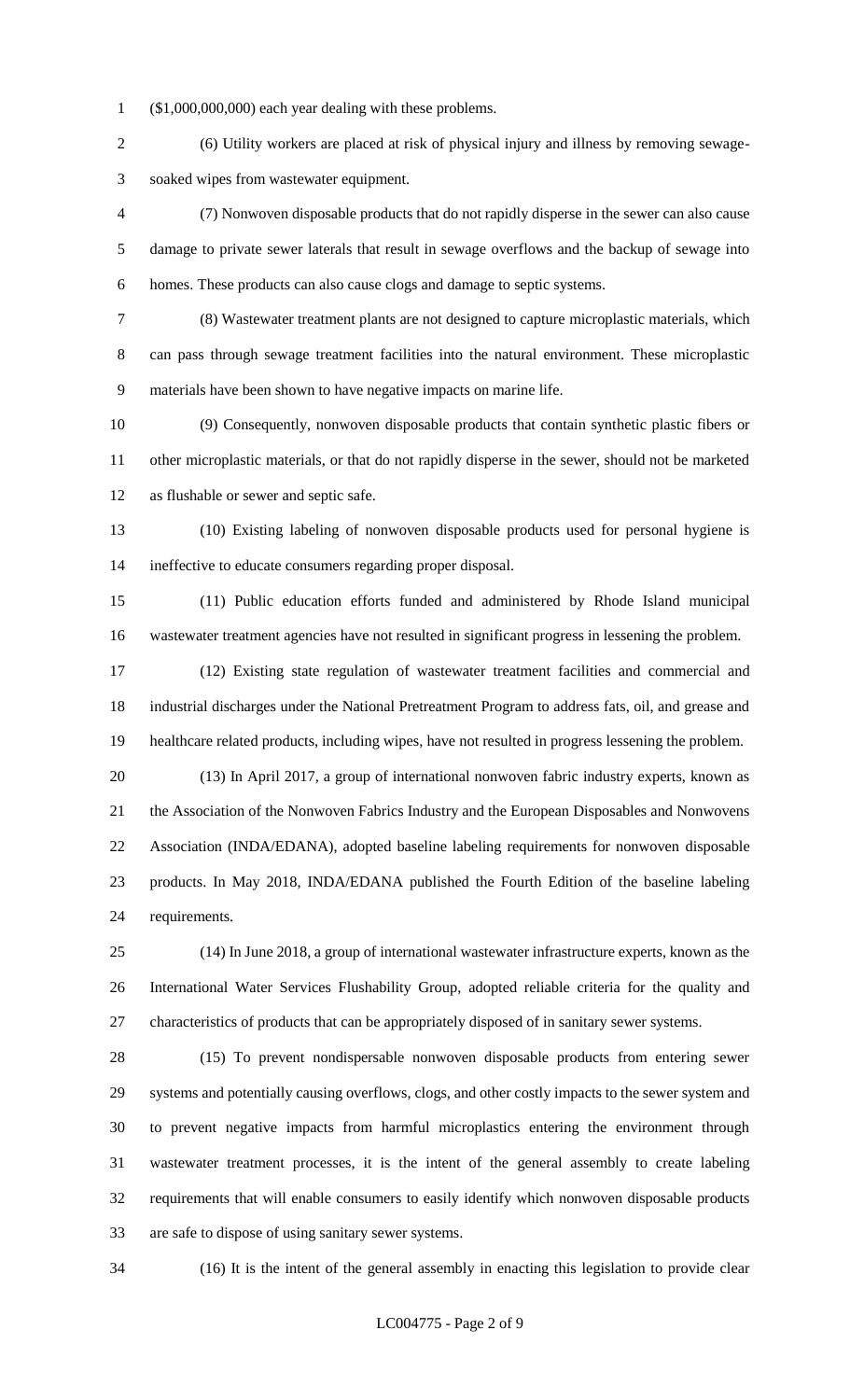($1,000,000,000) each year dealing with these problems.

(6) Utility workers are placed at risk of physical injury and illness by removing sewage-soaked wipes from wastewater equipment.

(7) Nonwoven disposable products that do not rapidly disperse in the sewer can also cause damage to private sewer laterals that result in sewage overflows and the backup of sewage into homes. These products can also cause clogs and damage to septic systems.

(8) Wastewater treatment plants are not designed to capture microplastic materials, which can pass through sewage treatment facilities into the natural environment. These microplastic materials have been shown to have negative impacts on marine life.

(9) Consequently, nonwoven disposable products that contain synthetic plastic fibers or other microplastic materials, or that do not rapidly disperse in the sewer, should not be marketed as flushable or sewer and septic safe.

(10) Existing labeling of nonwoven disposable products used for personal hygiene is ineffective to educate consumers regarding proper disposal.

(11) Public education efforts funded and administered by Rhode Island municipal wastewater treatment agencies have not resulted in significant progress in lessening the problem.

(12) Existing state regulation of wastewater treatment facilities and commercial and industrial discharges under the National Pretreatment Program to address fats, oil, and grease and healthcare related products, including wipes, have not resulted in progress lessening the problem.

(13) In April 2017, a group of international nonwoven fabric industry experts, known as the Association of the Nonwoven Fabrics Industry and the European Disposables and Nonwovens Association (INDA/EDANA), adopted baseline labeling requirements for nonwoven disposable products. In May 2018, INDA/EDANA published the Fourth Edition of the baseline labeling requirements.

(14) In June 2018, a group of international wastewater infrastructure experts, known as the International Water Services Flushability Group, adopted reliable criteria for the quality and characteristics of products that can be appropriately disposed of in sanitary sewer systems.

(15) To prevent nondispersable nonwoven disposable products from entering sewer systems and potentially causing overflows, clogs, and other costly impacts to the sewer system and to prevent negative impacts from harmful microplastics entering the environment through wastewater treatment processes, it is the intent of the general assembly to create labeling requirements that will enable consumers to easily identify which nonwoven disposable products are safe to dispose of using sanitary sewer systems.

(16) It is the intent of the general assembly in enacting this legislation to provide clear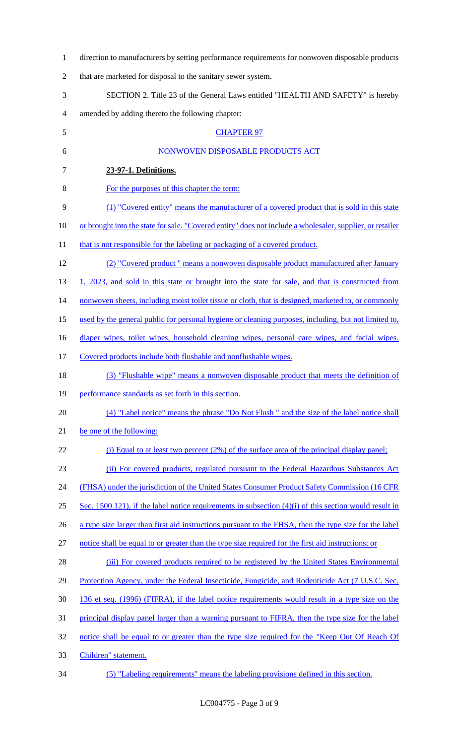direction to manufacturers by setting performance requirements for nonwoven disposable products that are marketed for disposal to the sanitary sewer system.

SECTION 2. Title 23 of the General Laws entitled "HEALTH AND SAFETY" is hereby amended by adding thereto the following chapter:

CHAPTER 97

NONWOVEN DISPOSABLE PRODUCTS ACT

**23-97-1. Definitions.**

For the purposes of this chapter the term:

(1) "Covered entity" means the manufacturer of a covered product that is sold in this state or brought into the state for sale. "Covered entity" does not include a wholesaler, supplier, or retailer that is not responsible for the labeling or packaging of a covered product.

(2) "Covered product " means a nonwoven disposable product manufactured after January 1, 2023, and sold in this state or brought into the state for sale, and that is constructed from nonwoven sheets, including moist toilet tissue or cloth, that is designed, marketed to, or commonly used by the general public for personal hygiene or cleaning purposes, including, but not limited to, diaper wipes, toilet wipes, household cleaning wipes, personal care wipes, and facial wipes. Covered products include both flushable and nonflushable wipes.

(3) "Flushable wipe" means a nonwoven disposable product that meets the definition of performance standards as set forth in this section.

(4) "Label notice" means the phrase "Do Not Flush " and the size of the label notice shall be one of the following:

(i) Equal to at least two percent (2%) of the surface area of the principal display panel;

(ii) For covered products, regulated pursuant to the Federal Hazardous Substances Act (FHSA) under the jurisdiction of the United States Consumer Product Safety Commission (16 CFR Sec. 1500.121), if the label notice requirements in subsection (4)(i) of this section would result in a type size larger than first aid instructions pursuant to the FHSA, then the type size for the label notice shall be equal to or greater than the type size required for the first aid instructions; or

(iii) For covered products required to be registered by the United States Environmental Protection Agency, under the Federal Insecticide, Fungicide, and Rodenticide Act (7 U.S.C. Sec. 136 et seq. (1996) (FIFRA), if the label notice requirements would result in a type size on the principal display panel larger than a warning pursuant to FIFRA, then the type size for the label notice shall be equal to or greater than the type size required for the "Keep Out Of Reach Of Children" statement.

(5) "Labeling requirements" means the labeling provisions defined in this section.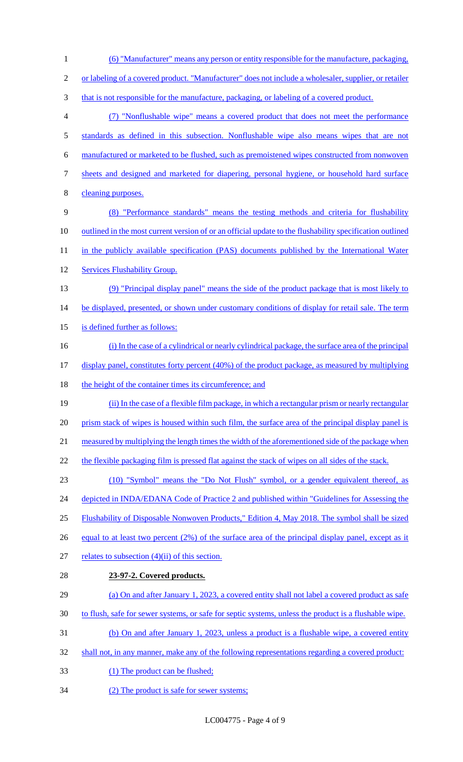(6) "Manufacturer" means any person or entity responsible for the manufacture, packaging, or labeling of a covered product. "Manufacturer" does not include a wholesaler, supplier, or retailer that is not responsible for the manufacture, packaging, or labeling of a covered product.

(7) "Nonflushable wipe" means a covered product that does not meet the performance standards as defined in this subsection. Nonflushable wipe also means wipes that are not manufactured or marketed to be flushed, such as premoistened wipes constructed from nonwoven sheets and designed and marketed for diapering, personal hygiene, or household hard surface cleaning purposes.

(8) "Performance standards" means the testing methods and criteria for flushability outlined in the most current version of or an official update to the flushability specification outlined in the publicly available specification (PAS) documents published by the International Water Services Flushability Group.

(9) "Principal display panel" means the side of the product package that is most likely to be displayed, presented, or shown under customary conditions of display for retail sale. The term is defined further as follows:

(i) In the case of a cylindrical or nearly cylindrical package, the surface area of the principal display panel, constitutes forty percent (40%) of the product package, as measured by multiplying the height of the container times its circumference; and

(ii) In the case of a flexible film package, in which a rectangular prism or nearly rectangular prism stack of wipes is housed within such film, the surface area of the principal display panel is measured by multiplying the length times the width of the aforementioned side of the package when the flexible packaging film is pressed flat against the stack of wipes on all sides of the stack.

(10) "Symbol" means the "Do Not Flush" symbol, or a gender equivalent thereof, as depicted in INDA/EDANA Code of Practice 2 and published within "Guidelines for Assessing the Flushability of Disposable Nonwoven Products," Edition 4, May 2018. The symbol shall be sized equal to at least two percent (2%) of the surface area of the principal display panel, except as it relates to subsection (4)(ii) of this section.

**23-97-2. Covered products.**

(a) On and after January 1, 2023, a covered entity shall not label a covered product as safe to flush, safe for sewer systems, or safe for septic systems, unless the product is a flushable wipe.

(b) On and after January 1, 2023, unless a product is a flushable wipe, a covered entity shall not, in any manner, make any of the following representations regarding a covered product:

(1) The product can be flushed;

(2) The product is safe for sewer systems;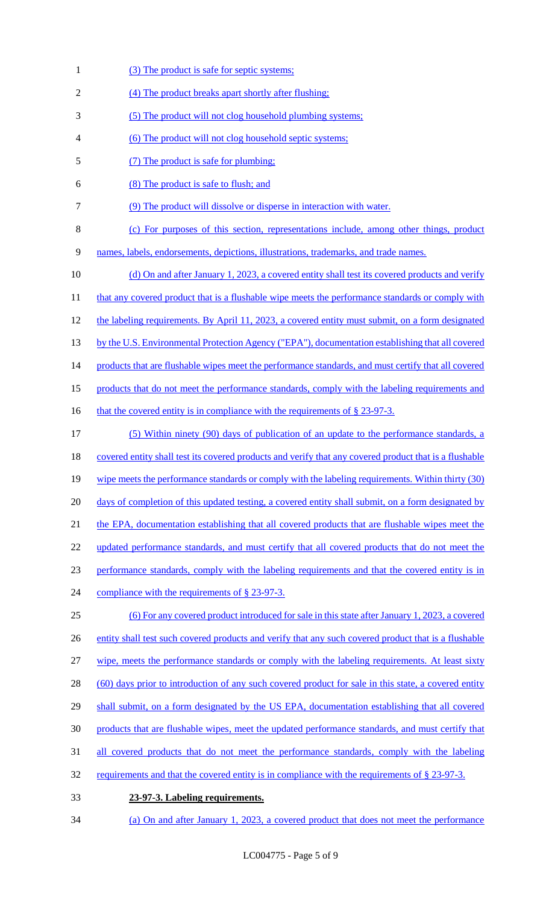(3) The product is safe for septic systems;

(4) The product breaks apart shortly after flushing;

(5) The product will not clog household plumbing systems;

(6) The product will not clog household septic systems;

(7) The product is safe for plumbing;

(8) The product is safe to flush; and

(9) The product will dissolve or disperse in interaction with water.

(c) For purposes of this section, representations include, among other things, product names, labels, endorsements, depictions, illustrations, trademarks, and trade names.

(d) On and after January 1, 2023, a covered entity shall test its covered products and verify that any covered product that is a flushable wipe meets the performance standards or comply with the labeling requirements. By April 11, 2023, a covered entity must submit, on a form designated by the U.S. Environmental Protection Agency ("EPA"), documentation establishing that all covered products that are flushable wipes meet the performance standards, and must certify that all covered products that do not meet the performance standards, comply with the labeling requirements and that the covered entity is in compliance with the requirements of § 23-97-3.

(5) Within ninety (90) days of publication of an update to the performance standards, a covered entity shall test its covered products and verify that any covered product that is a flushable wipe meets the performance standards or comply with the labeling requirements. Within thirty (30) days of completion of this updated testing, a covered entity shall submit, on a form designated by the EPA, documentation establishing that all covered products that are flushable wipes meet the updated performance standards, and must certify that all covered products that do not meet the performance standards, comply with the labeling requirements and that the covered entity is in compliance with the requirements of § 23-97-3.

(6) For any covered product introduced for sale in this state after January 1, 2023, a covered entity shall test such covered products and verify that any such covered product that is a flushable wipe, meets the performance standards or comply with the labeling requirements. At least sixty (60) days prior to introduction of any such covered product for sale in this state, a covered entity shall submit, on a form designated by the US EPA, documentation establishing that all covered products that are flushable wipes, meet the updated performance standards, and must certify that all covered products that do not meet the performance standards, comply with the labeling requirements and that the covered entity is in compliance with the requirements of § 23-97-3.

**23-97-3. Labeling requirements.**

(a) On and after January 1, 2023, a covered product that does not meet the performance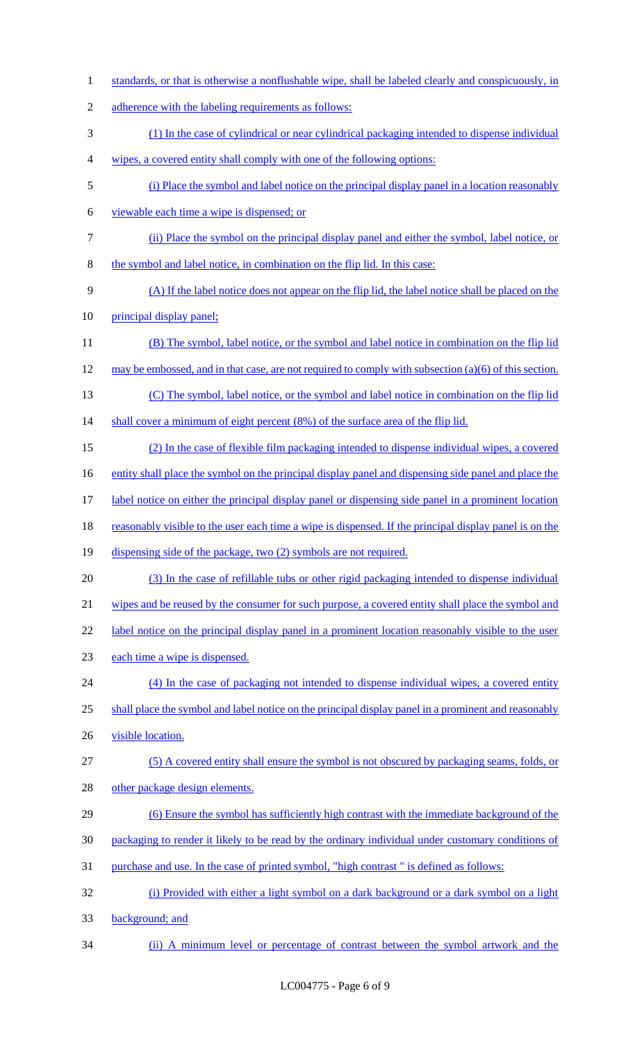standards, or that is otherwise a nonflushable wipe, shall be labeled clearly and conspicuously, in adherence with the labeling requirements as follows:

(1) In the case of cylindrical or near cylindrical packaging intended to dispense individual wipes, a covered entity shall comply with one of the following options:

(i) Place the symbol and label notice on the principal display panel in a location reasonably viewable each time a wipe is dispensed; or

(ii) Place the symbol on the principal display panel and either the symbol, label notice, or the symbol and label notice, in combination on the flip lid. In this case:

(A) If the label notice does not appear on the flip lid, the label notice shall be placed on the principal display panel;

(B) The symbol, label notice, or the symbol and label notice in combination on the flip lid may be embossed, and in that case, are not required to comply with subsection (a)(6) of this section.

(C) The symbol, label notice, or the symbol and label notice in combination on the flip lid shall cover a minimum of eight percent (8%) of the surface area of the flip lid.

(2) In the case of flexible film packaging intended to dispense individual wipes, a covered entity shall place the symbol on the principal display panel and dispensing side panel and place the label notice on either the principal display panel or dispensing side panel in a prominent location reasonably visible to the user each time a wipe is dispensed. If the principal display panel is on the dispensing side of the package, two (2) symbols are not required.

(3) In the case of refillable tubs or other rigid packaging intended to dispense individual wipes and be reused by the consumer for such purpose, a covered entity shall place the symbol and label notice on the principal display panel in a prominent location reasonably visible to the user each time a wipe is dispensed.

(4) In the case of packaging not intended to dispense individual wipes, a covered entity shall place the symbol and label notice on the principal display panel in a prominent and reasonably visible location.

(5) A covered entity shall ensure the symbol is not obscured by packaging seams, folds, or other package design elements.

(6) Ensure the symbol has sufficiently high contrast with the immediate background of the packaging to render it likely to be read by the ordinary individual under customary conditions of purchase and use. In the case of printed symbol, "high contrast " is defined as follows:

(i) Provided with either a light symbol on a dark background or a dark symbol on a light background; and

(ii) A minimum level or percentage of contrast between the symbol artwork and the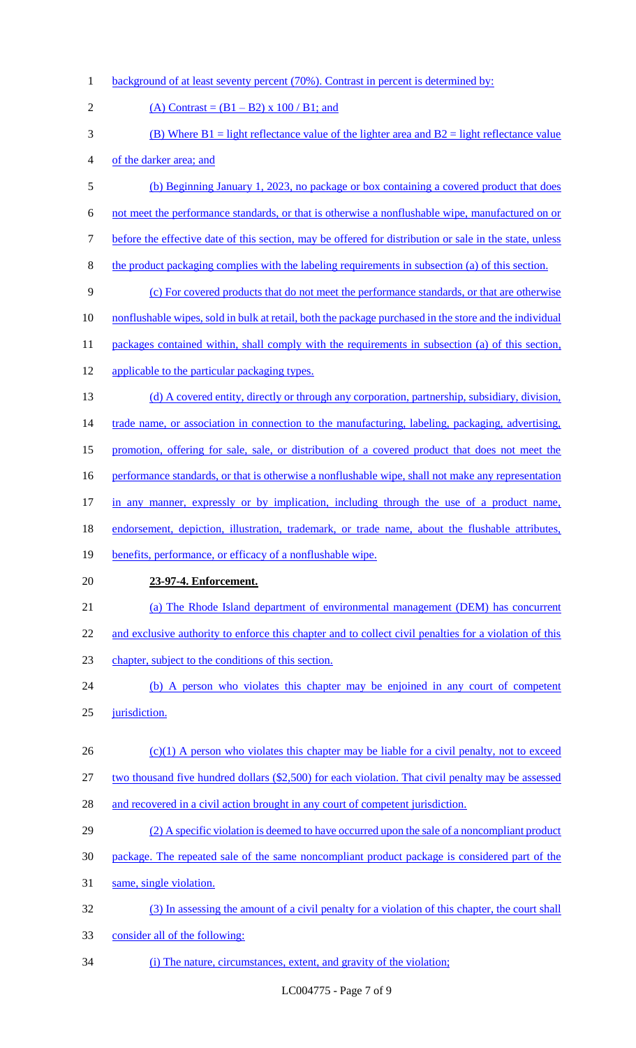background of at least seventy percent (70%). Contrast in percent is determined by:

(A) Contrast = $(B1 – B2) \times 100 / B1$; and

(B) Where $B1$ = light reflectance value of the lighter area and $B2$ = light reflectance value of the darker area; and

(b) Beginning January 1, 2023, no package or box containing a covered product that does not meet the performance standards, or that is otherwise a nonflushable wipe, manufactured on or before the effective date of this section, may be offered for distribution or sale in the state, unless the product packaging complies with the labeling requirements in subsection (a) of this section.

(c) For covered products that do not meet the performance standards, or that are otherwise nonflushable wipes, sold in bulk at retail, both the package purchased in the store and the individual packages contained within, shall comply with the requirements in subsection (a) of this section, applicable to the particular packaging types.

(d) A covered entity, directly or through any corporation, partnership, subsidiary, division, trade name, or association in connection to the manufacturing, labeling, packaging, advertising, promotion, offering for sale, sale, or distribution of a covered product that does not meet the performance standards, or that is otherwise a nonflushable wipe, shall not make any representation in any manner, expressly or by implication, including through the use of a product name, endorsement, depiction, illustration, trademark, or trade name, about the flushable attributes, benefits, performance, or efficacy of a nonflushable wipe.

**23-97-4. Enforcement.**

(a) The Rhode Island department of environmental management (DEM) has concurrent and exclusive authority to enforce this chapter and to collect civil penalties for a violation of this chapter, subject to the conditions of this section.

(b) A person who violates this chapter may be enjoined in any court of competent jurisdiction.

(c)(1) A person who violates this chapter may be liable for a civil penalty, not to exceed two thousand five hundred dollars ($2,500) for each violation. That civil penalty may be assessed and recovered in a civil action brought in any court of competent jurisdiction.

(2) A specific violation is deemed to have occurred upon the sale of a noncompliant product package. The repeated sale of the same noncompliant product package is considered part of the same, single violation.

(3) In assessing the amount of a civil penalty for a violation of this chapter, the court shall consider all of the following:

(i) The nature, circumstances, extent, and gravity of the violation;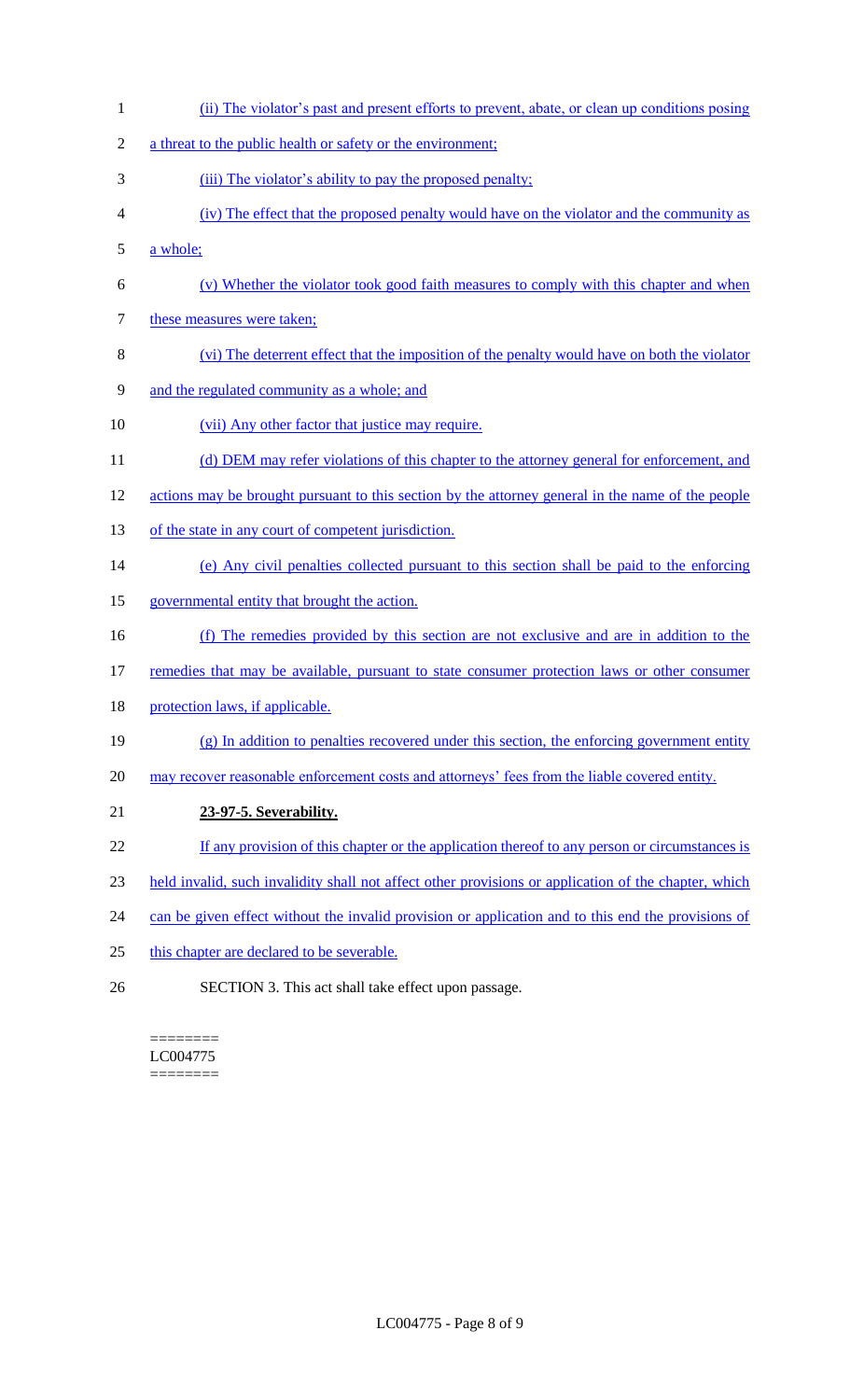(ii) The violator's past and present efforts to prevent, abate, or clean up conditions posing a threat to the public health or safety or the environment;

(iii) The violator's ability to pay the proposed penalty;

(iv) The effect that the proposed penalty would have on the violator and the community as a whole;

(v) Whether the violator took good faith measures to comply with this chapter and when these measures were taken;

(vi) The deterrent effect that the imposition of the penalty would have on both the violator and the regulated community as a whole; and

(vii) Any other factor that justice may require.

(d) DEM may refer violations of this chapter to the attorney general for enforcement, and actions may be brought pursuant to this section by the attorney general in the name of the people of the state in any court of competent jurisdiction.

(e) Any civil penalties collected pursuant to this section shall be paid to the enforcing governmental entity that brought the action.

(f) The remedies provided by this section are not exclusive and are in addition to the remedies that may be available, pursuant to state consumer protection laws or other consumer protection laws, if applicable.

(g) In addition to penalties recovered under this section, the enforcing government entity may recover reasonable enforcement costs and attorneys' fees from the liable covered entity.

**23-97-5. Severability.**

If any provision of this chapter or the application thereof to any person or circumstances is held invalid, such invalidity shall not affect other provisions or application of the chapter, which can be given effect without the invalid provision or application and to this end the provisions of this chapter are declared to be severable.

SECTION 3. This act shall take effect upon passage.

========
LC004775
========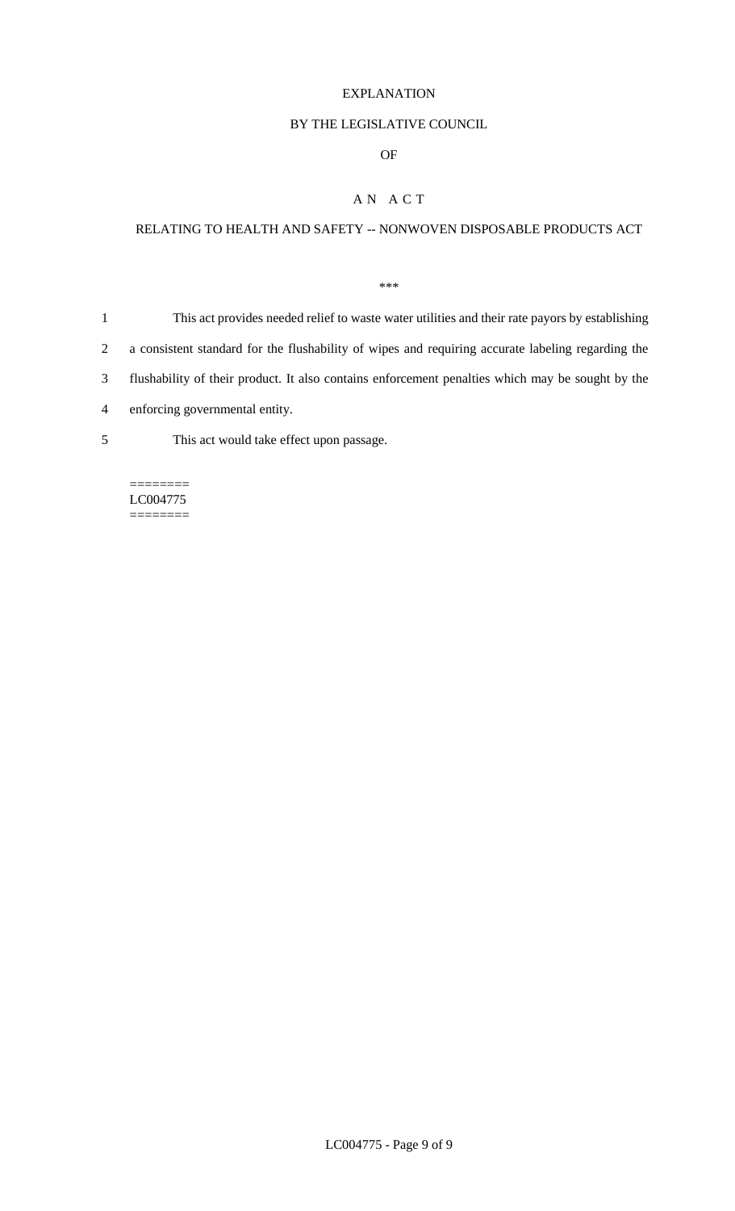EXPLANATION

BY THE LEGISLATIVE COUNCIL

OF

A N A C T

RELATING TO HEALTH AND SAFETY -- NONWOVEN DISPOSABLE PRODUCTS ACT

\*\*\*

1 This act provides needed relief to waste water utilities and their rate payors by establishing
2 a consistent standard for the flushability of wipes and requiring accurate labeling regarding the
3 flushability of their product. It also contains enforcement penalties which may be sought by the
4 enforcing governmental entity.

5 This act would take effect upon passage.

========
LC004775
========